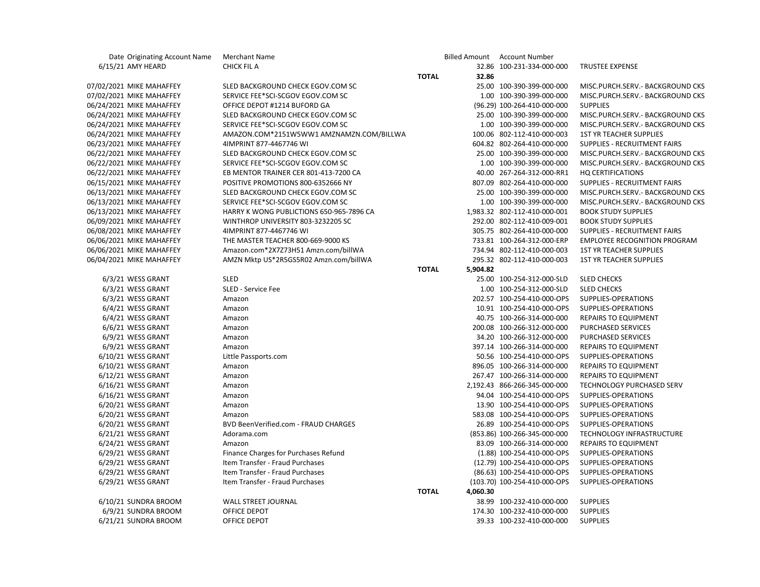| Date | Originating Account Name | Merchant Name | | Billed Amount | Account Number | |
|---|---|---|---|---|---|---|
| 6/15/21 | AMY HEARD | CHICK FIL A | | 32.86 | 100-231-334-000-000 | TRUSTEE EXPENSE |
| | | | TOTAL | 32.86 | | |
| 07/02/2021 | MIKE MAHAFFEY | SLED BACKGROUND CHECK EGOV.COM SC | | 25.00 | 100-390-399-000-000 | MISC.PURCH.SERV.- BACKGROUND CKS |
| 07/02/2021 | MIKE MAHAFFEY | SERVICE FEE*SCI-SCGOV EGOV.COM SC | | 1.00 | 100-390-399-000-000 | MISC.PURCH.SERV.- BACKGROUND CKS |
| 06/24/2021 | MIKE MAHAFFEY | OFFICE DEPOT #1214 BUFORD GA | | (96.29) | 100-264-410-000-000 | SUPPLIES |
| 06/24/2021 | MIKE MAHAFFEY | SLED BACKGROUND CHECK EGOV.COM SC | | 25.00 | 100-390-399-000-000 | MISC.PURCH.SERV.- BACKGROUND CKS |
| 06/24/2021 | MIKE MAHAFFEY | SERVICE FEE*SCI-SCGOV EGOV.COM SC | | 1.00 | 100-390-399-000-000 | MISC.PURCH.SERV.- BACKGROUND CKS |
| 06/24/2021 | MIKE MAHAFFEY | AMAZON.COM*2151W5WW1 AMZNAMZN.COM/BILLWA | | 100.06 | 802-112-410-000-003 | 1ST YR TEACHER SUPPLIES |
| 06/23/2021 | MIKE MAHAFFEY | 4IMPRINT 877-4467746 WI | | 604.82 | 802-264-410-000-000 | SUPPLIES - RECRUITMENT FAIRS |
| 06/22/2021 | MIKE MAHAFFEY | SLED BACKGROUND CHECK EGOV.COM SC | | 25.00 | 100-390-399-000-000 | MISC.PURCH.SERV.- BACKGROUND CKS |
| 06/22/2021 | MIKE MAHAFFEY | SERVICE FEE*SCI-SCGOV EGOV.COM SC | | 1.00 | 100-390-399-000-000 | MISC.PURCH.SERV.- BACKGROUND CKS |
| 06/22/2021 | MIKE MAHAFFEY | EB MENTOR TRAINER CER 801-413-7200 CA | | 40.00 | 267-264-312-000-RR1 | HQ CERTIFICATIONS |
| 06/15/2021 | MIKE MAHAFFEY | POSITIVE PROMOTIONS 800-6352666 NY | | 807.09 | 802-264-410-000-000 | SUPPLIES - RECRUITMENT FAIRS |
| 06/13/2021 | MIKE MAHAFFEY | SLED BACKGROUND CHECK EGOV.COM SC | | 25.00 | 100-390-399-000-000 | MISC.PURCH.SERV.- BACKGROUND CKS |
| 06/13/2021 | MIKE MAHAFFEY | SERVICE FEE*SCI-SCGOV EGOV.COM SC | | 1.00 | 100-390-399-000-000 | MISC.PURCH.SERV.- BACKGROUND CKS |
| 06/13/2021 | MIKE MAHAFFEY | HARRY K WONG PUBLICTIONS 650-965-7896 CA | | 1,983.32 | 802-112-410-000-001 | BOOK STUDY SUPPLIES |
| 06/09/2021 | MIKE MAHAFFEY | WINTHROP UNIVERSITY 803-3232205 SC | | 292.00 | 802-112-410-009-001 | BOOK STUDY SUPPLIES |
| 06/08/2021 | MIKE MAHAFFEY | 4IMPRINT 877-4467746 WI | | 305.75 | 802-264-410-000-000 | SUPPLIES - RECRUITMENT FAIRS |
| 06/06/2021 | MIKE MAHAFFEY | THE MASTER TEACHER 800-669-9000 KS | | 733.81 | 100-264-312-000-ERP | EMPLOYEE RECOGNITION PROGRAM |
| 06/06/2021 | MIKE MAHAFFEY | Amazon.com*2X7Z73H51 Amzn.com/billWA | | 734.94 | 802-112-410-000-003 | 1ST YR TEACHER SUPPLIES |
| 06/04/2021 | MIKE MAHAFFEY | AMZN Mktp US*2R5GS5R02 Amzn.com/billWA | | 295.32 | 802-112-410-000-003 | 1ST YR TEACHER SUPPLIES |
| | | | TOTAL | 5,904.82 | | |
| 6/3/21 | WESS GRANT | SLED | | 25.00 | 100-254-312-000-SLD | SLED CHECKS |
| 6/3/21 | WESS GRANT | SLED - Service Fee | | 1.00 | 100-254-312-000-SLD | SLED CHECKS |
| 6/3/21 | WESS GRANT | Amazon | | 202.57 | 100-254-410-000-OPS | SUPPLIES-OPERATIONS |
| 6/4/21 | WESS GRANT | Amazon | | 10.91 | 100-254-410-000-OPS | SUPPLIES-OPERATIONS |
| 6/4/21 | WESS GRANT | Amazon | | 40.75 | 100-266-314-000-000 | REPAIRS TO EQUIPMENT |
| 6/6/21 | WESS GRANT | Amazon | | 200.08 | 100-266-312-000-000 | PURCHASED SERVICES |
| 6/9/21 | WESS GRANT | Amazon | | 34.20 | 100-266-312-000-000 | PURCHASED SERVICES |
| 6/9/21 | WESS GRANT | Amazon | | 397.14 | 100-266-314-000-000 | REPAIRS TO EQUIPMENT |
| 6/10/21 | WESS GRANT | Little Passports.com | | 50.56 | 100-254-410-000-OPS | SUPPLIES-OPERATIONS |
| 6/10/21 | WESS GRANT | Amazon | | 896.05 | 100-266-314-000-000 | REPAIRS TO EQUIPMENT |
| 6/12/21 | WESS GRANT | Amazon | | 267.47 | 100-266-314-000-000 | REPAIRS TO EQUIPMENT |
| 6/16/21 | WESS GRANT | Amazon | | 2,192.43 | 866-266-345-000-000 | TECHNOLOGY PURCHASED SERV |
| 6/16/21 | WESS GRANT | Amazon | | 94.04 | 100-254-410-000-OPS | SUPPLIES-OPERATIONS |
| 6/20/21 | WESS GRANT | Amazon | | 13.90 | 100-254-410-000-OPS | SUPPLIES-OPERATIONS |
| 6/20/21 | WESS GRANT | Amazon | | 583.08 | 100-254-410-000-OPS | SUPPLIES-OPERATIONS |
| 6/20/21 | WESS GRANT | BVD BeenVerified.com - FRAUD CHARGES | | 26.89 | 100-254-410-000-OPS | SUPPLIES-OPERATIONS |
| 6/21/21 | WESS GRANT | Adorama.com | | (853.86) | 100-266-345-000-000 | TECHNOLOGY INFRASTRUCTURE |
| 6/24/21 | WESS GRANT | Amazon | | 83.09 | 100-266-314-000-000 | REPAIRS TO EQUIPMENT |
| 6/29/21 | WESS GRANT | Finance Charges for Purchases Refund | | (1.88) | 100-254-410-000-OPS | SUPPLIES-OPERATIONS |
| 6/29/21 | WESS GRANT | Item Transfer - Fraud Purchases | | (12.79) | 100-254-410-000-OPS | SUPPLIES-OPERATIONS |
| 6/29/21 | WESS GRANT | Item Transfer - Fraud Purchases | | (86.63) | 100-254-410-000-OPS | SUPPLIES-OPERATIONS |
| 6/29/21 | WESS GRANT | Item Transfer - Fraud Purchases | | (103.70) | 100-254-410-000-OPS | SUPPLIES-OPERATIONS |
| | | | TOTAL | 4,060.30 | | |
| 6/10/21 | SUNDRA BROOM | WALL STREET JOURNAL | | 38.99 | 100-232-410-000-000 | SUPPLIES |
| 6/9/21 | SUNDRA BROOM | OFFICE DEPOT | | 174.30 | 100-232-410-000-000 | SUPPLIES |
| 6/21/21 | SUNDRA BROOM | OFFICE DEPOT | | 39.33 | 100-232-410-000-000 | SUPPLIES |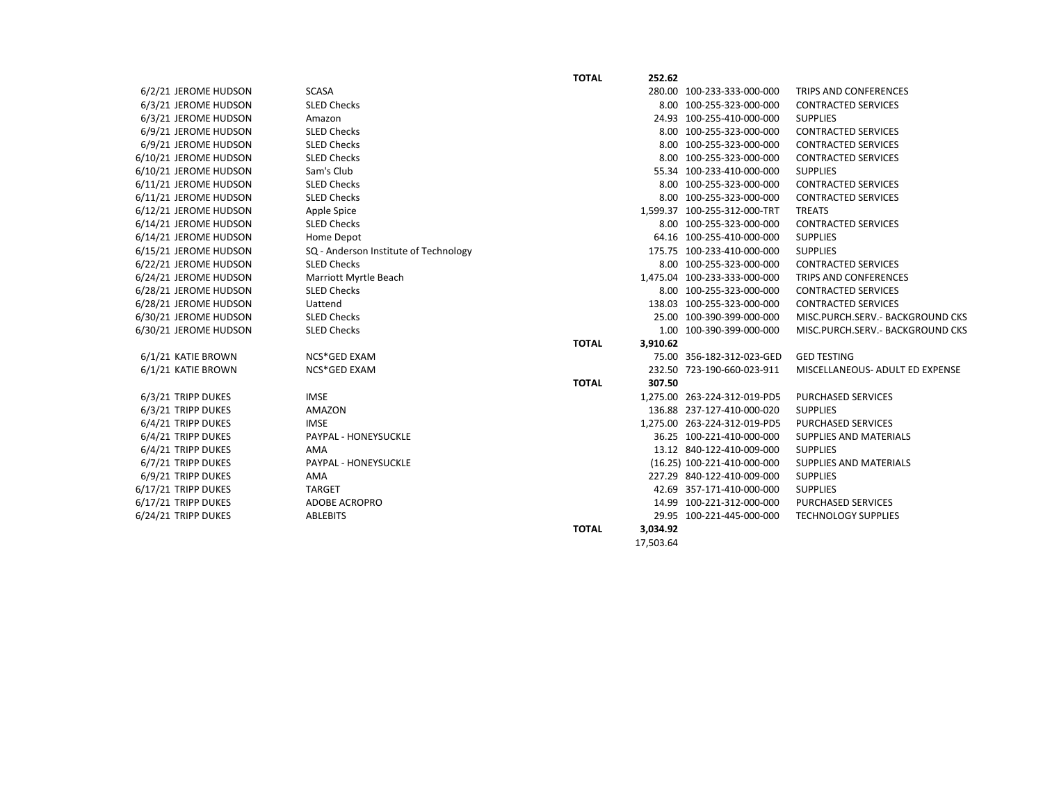| | | | | | | |
|---|---|---|---|---|---|---|
| | | | TOTAL | 252.62 | | |
| 6/2/21 | JEROME HUDSON | SCASA | | 280.00 | 100-233-333-000-000 | TRIPS AND CONFERENCES |
| 6/3/21 | JEROME HUDSON | SLED Checks | | 8.00 | 100-255-323-000-000 | CONTRACTED SERVICES |
| 6/3/21 | JEROME HUDSON | Amazon | | 24.93 | 100-255-410-000-000 | SUPPLIES |
| 6/9/21 | JEROME HUDSON | SLED Checks | | 8.00 | 100-255-323-000-000 | CONTRACTED SERVICES |
| 6/9/21 | JEROME HUDSON | SLED Checks | | 8.00 | 100-255-323-000-000 | CONTRACTED SERVICES |
| 6/10/21 | JEROME HUDSON | SLED Checks | | 8.00 | 100-255-323-000-000 | CONTRACTED SERVICES |
| 6/10/21 | JEROME HUDSON | Sam's Club | | 55.34 | 100-233-410-000-000 | SUPPLIES |
| 6/11/21 | JEROME HUDSON | SLED Checks | | 8.00 | 100-255-323-000-000 | CONTRACTED SERVICES |
| 6/11/21 | JEROME HUDSON | SLED Checks | | 8.00 | 100-255-323-000-000 | CONTRACTED SERVICES |
| 6/12/21 | JEROME HUDSON | Apple Spice | | 1,599.37 | 100-255-312-000-TRT | TREATS |
| 6/14/21 | JEROME HUDSON | SLED Checks | | 8.00 | 100-255-323-000-000 | CONTRACTED SERVICES |
| 6/14/21 | JEROME HUDSON | Home Depot | | 64.16 | 100-255-410-000-000 | SUPPLIES |
| 6/15/21 | JEROME HUDSON | SQ - Anderson Institute of Technology | | 175.75 | 100-233-410-000-000 | SUPPLIES |
| 6/22/21 | JEROME HUDSON | SLED Checks | | 8.00 | 100-255-323-000-000 | CONTRACTED SERVICES |
| 6/24/21 | JEROME HUDSON | Marriott Myrtle Beach | | 1,475.04 | 100-233-333-000-000 | TRIPS AND CONFERENCES |
| 6/28/21 | JEROME HUDSON | SLED Checks | | 8.00 | 100-255-323-000-000 | CONTRACTED SERVICES |
| 6/28/21 | JEROME HUDSON | Uattend | | 138.03 | 100-255-323-000-000 | CONTRACTED SERVICES |
| 6/30/21 | JEROME HUDSON | SLED Checks | | 25.00 | 100-390-399-000-000 | MISC.PURCH.SERV.- BACKGROUND CKS |
| 6/30/21 | JEROME HUDSON | SLED Checks | | 1.00 | 100-390-399-000-000 | MISC.PURCH.SERV.- BACKGROUND CKS |
| | | | TOTAL | 3,910.62 | | |
| 6/1/21 | KATIE BROWN | NCS*GED EXAM | | 75.00 | 356-182-312-023-GED | GED TESTING |
| 6/1/21 | KATIE BROWN | NCS*GED EXAM | | 232.50 | 723-190-660-023-911 | MISCELLANEOUS- ADULT ED EXPENSE |
| | | | TOTAL | 307.50 | | |
| 6/3/21 | TRIPP DUKES | IMSE | | 1,275.00 | 263-224-312-019-PD5 | PURCHASED SERVICES |
| 6/3/21 | TRIPP DUKES | AMAZON | | 136.88 | 237-127-410-000-020 | SUPPLIES |
| 6/4/21 | TRIPP DUKES | IMSE | | 1,275.00 | 263-224-312-019-PD5 | PURCHASED SERVICES |
| 6/4/21 | TRIPP DUKES | PAYPAL - HONEYSUCKLE | | 36.25 | 100-221-410-000-000 | SUPPLIES AND MATERIALS |
| 6/4/21 | TRIPP DUKES | AMA | | 13.12 | 840-122-410-009-000 | SUPPLIES |
| 6/7/21 | TRIPP DUKES | PAYPAL - HONEYSUCKLE | | (16.25) | 100-221-410-000-000 | SUPPLIES AND MATERIALS |
| 6/9/21 | TRIPP DUKES | AMA | | 227.29 | 840-122-410-009-000 | SUPPLIES |
| 6/17/21 | TRIPP DUKES | TARGET | | 42.69 | 357-171-410-000-000 | SUPPLIES |
| 6/17/21 | TRIPP DUKES | ADOBE ACROPRO | | 14.99 | 100-221-312-000-000 | PURCHASED SERVICES |
| 6/24/21 | TRIPP DUKES | ABLEBITS | | 29.95 | 100-221-445-000-000 | TECHNOLOGY SUPPLIES |
| | | | TOTAL | 3,034.92 | | |
| | | | | 17,503.64 | | |